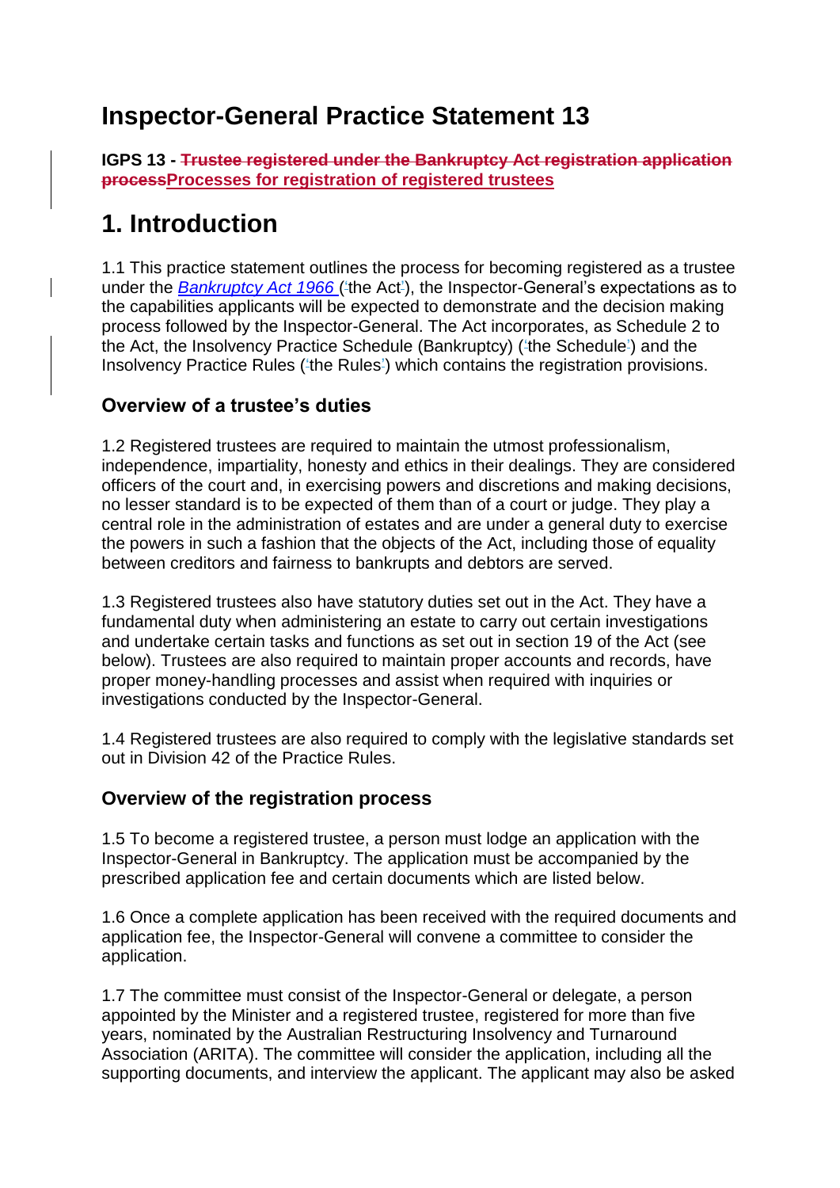# Inspector-General Practice Statement 13

**IGPS 13 - ~~Trustee registered under the Bankruptcy Act registration application process~~Processes for registration of registered trustees**

# 1. Introduction

1.1 This practice statement outlines the process for becoming registered as a trustee under the *Bankruptcy Act 1966* ('the Act'), the Inspector-General's expectations as to the capabilities applicants will be expected to demonstrate and the decision making process followed by the Inspector-General. The Act incorporates, as Schedule 2 to the Act, the Insolvency Practice Schedule (Bankruptcy) ('the Schedule') and the Insolvency Practice Rules ('the Rules') which contains the registration provisions.

### Overview of a trustee's duties

1.2 Registered trustees are required to maintain the utmost professionalism, independence, impartiality, honesty and ethics in their dealings. They are considered officers of the court and, in exercising powers and discretions and making decisions, no lesser standard is to be expected of them than of a court or judge. They play a central role in the administration of estates and are under a general duty to exercise the powers in such a fashion that the objects of the Act, including those of equality between creditors and fairness to bankrupts and debtors are served.

1.3 Registered trustees also have statutory duties set out in the Act. They have a fundamental duty when administering an estate to carry out certain investigations and undertake certain tasks and functions as set out in section 19 of the Act (see below). Trustees are also required to maintain proper accounts and records, have proper money-handling processes and assist when required with inquiries or investigations conducted by the Inspector-General.

1.4 Registered trustees are also required to comply with the legislative standards set out in Division 42 of the Practice Rules.

### Overview of the registration process

1.5 To become a registered trustee, a person must lodge an application with the Inspector-General in Bankruptcy. The application must be accompanied by the prescribed application fee and certain documents which are listed below.

1.6 Once a complete application has been received with the required documents and application fee, the Inspector-General will convene a committee to consider the application.

1.7 The committee must consist of the Inspector-General or delegate, a person appointed by the Minister and a registered trustee, registered for more than five years, nominated by the Australian Restructuring Insolvency and Turnaround Association (ARITA). The committee will consider the application, including all the supporting documents, and interview the applicant. The applicant may also be asked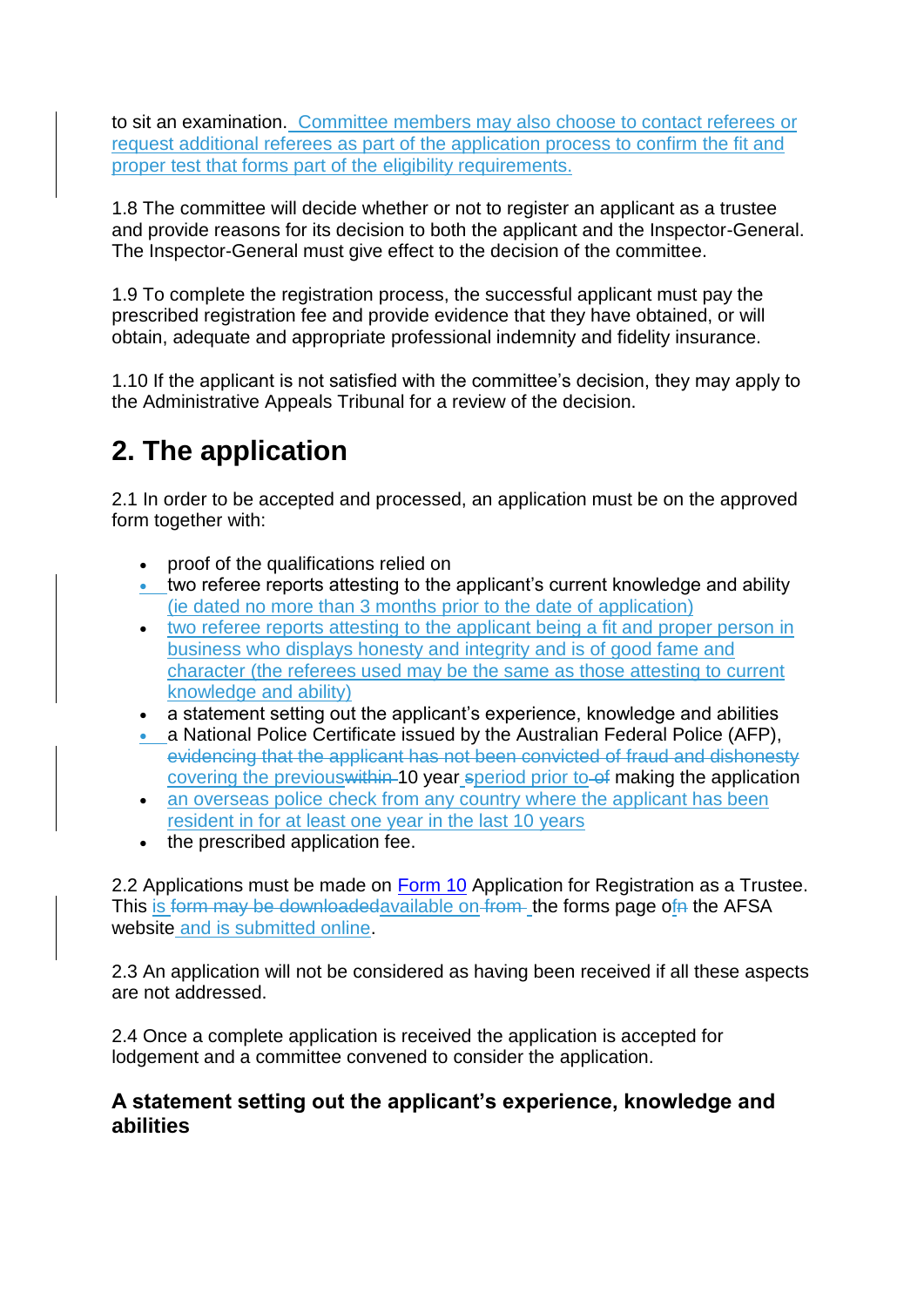to sit an examination. Committee members may also choose to contact referees or request additional referees as part of the application process to confirm the fit and proper test that forms part of the eligibility requirements.

1.8 The committee will decide whether or not to register an applicant as a trustee and provide reasons for its decision to both the applicant and the Inspector-General. The Inspector-General must give effect to the decision of the committee.

1.9 To complete the registration process, the successful applicant must pay the prescribed registration fee and provide evidence that they have obtained, or will obtain, adequate and appropriate professional indemnity and fidelity insurance.

1.10 If the applicant is not satisfied with the committee's decision, they may apply to the Administrative Appeals Tribunal for a review of the decision.

# 2. The application

2.1 In order to be accepted and processed, an application must be on the approved form together with:

- proof of the qualifications relied on
- two referee reports attesting to the applicant's current knowledge and ability (ie dated no more than 3 months prior to the date of application)
- two referee reports attesting to the applicant being a fit and proper person in business who displays honesty and integrity and is of good fame and character (the referees used may be the same as those attesting to current knowledge and ability)
- a statement setting out the applicant's experience, knowledge and abilities
- a National Police Certificate issued by the Australian Federal Police (AFP), ~~evidencing that the applicant has not been convicted of fraud and dishonesty~~ covering the previous~~within~~ 10 year~~s~~ period prior to ~~of~~ making the application
- an overseas police check from any country where the applicant has been resident in for at least one year in the last 10 years
- the prescribed application fee.

2.2 Applications must be made on Form 10 Application for Registration as a Trustee. This is ~~form may be downloaded~~available on ~~from~~ the forms page of~~n~~ the AFSA website and is submitted online.

2.3 An application will not be considered as having been received if all these aspects are not addressed.

2.4 Once a complete application is received the application is accepted for lodgement and a committee convened to consider the application.

### A statement setting out the applicant's experience, knowledge and abilities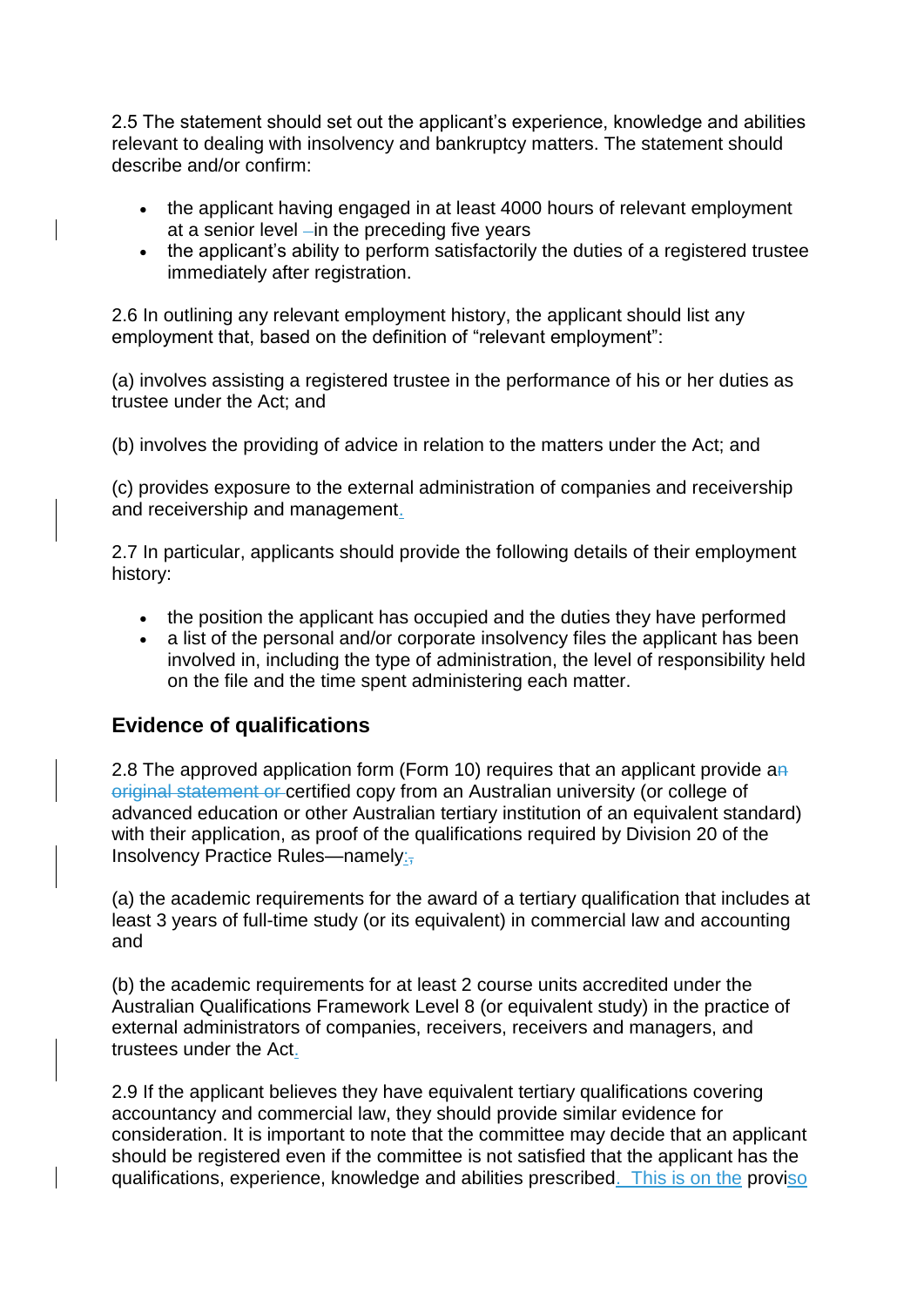2.5 The statement should set out the applicant's experience, knowledge and abilities relevant to dealing with insolvency and bankruptcy matters. The statement should describe and/or confirm:

- the applicant having engaged in at least 4000 hours of relevant employment at a senior level in the preceding five years
- the applicant's ability to perform satisfactorily the duties of a registered trustee immediately after registration.

2.6 In outlining any relevant employment history, the applicant should list any employment that, based on the definition of "relevant employment":

(a) involves assisting a registered trustee in the performance of his or her duties as trustee under the Act; and

(b) involves the providing of advice in relation to the matters under the Act; and

(c) provides exposure to the external administration of companies and receivership and receivership and management.

2.7 In particular, applicants should provide the following details of their employment history:

- the position the applicant has occupied and the duties they have performed
- a list of the personal and/or corporate insolvency files the applicant has been involved in, including the type of administration, the level of responsibility held on the file and the time spent administering each matter.

## Evidence of qualifications

2.8 The approved application form (Form 10) requires that an applicant provide a~~n original statement or~~ certified copy from an Australian university (or college of advanced education or other Australian tertiary institution of an equivalent standard) with their application, as proof of the qualifications required by Division 20 of the Insolvency Practice Rules—namely:~~,~~

(a) the academic requirements for the award of a tertiary qualification that includes at least 3 years of full-time study (or its equivalent) in commercial law and accounting and

(b) the academic requirements for at least 2 course units accredited under the Australian Qualifications Framework Level 8 (or equivalent study) in the practice of external administrators of companies, receivers, receivers and managers, and trustees under the Act.

2.9 If the applicant believes they have equivalent tertiary qualifications covering accountancy and commercial law, they should provide similar evidence for consideration. It is important to note that the committee may decide that an applicant should be registered even if the committee is not satisfied that the applicant has the qualifications, experience, knowledge and abilities prescribed. This is on the proviso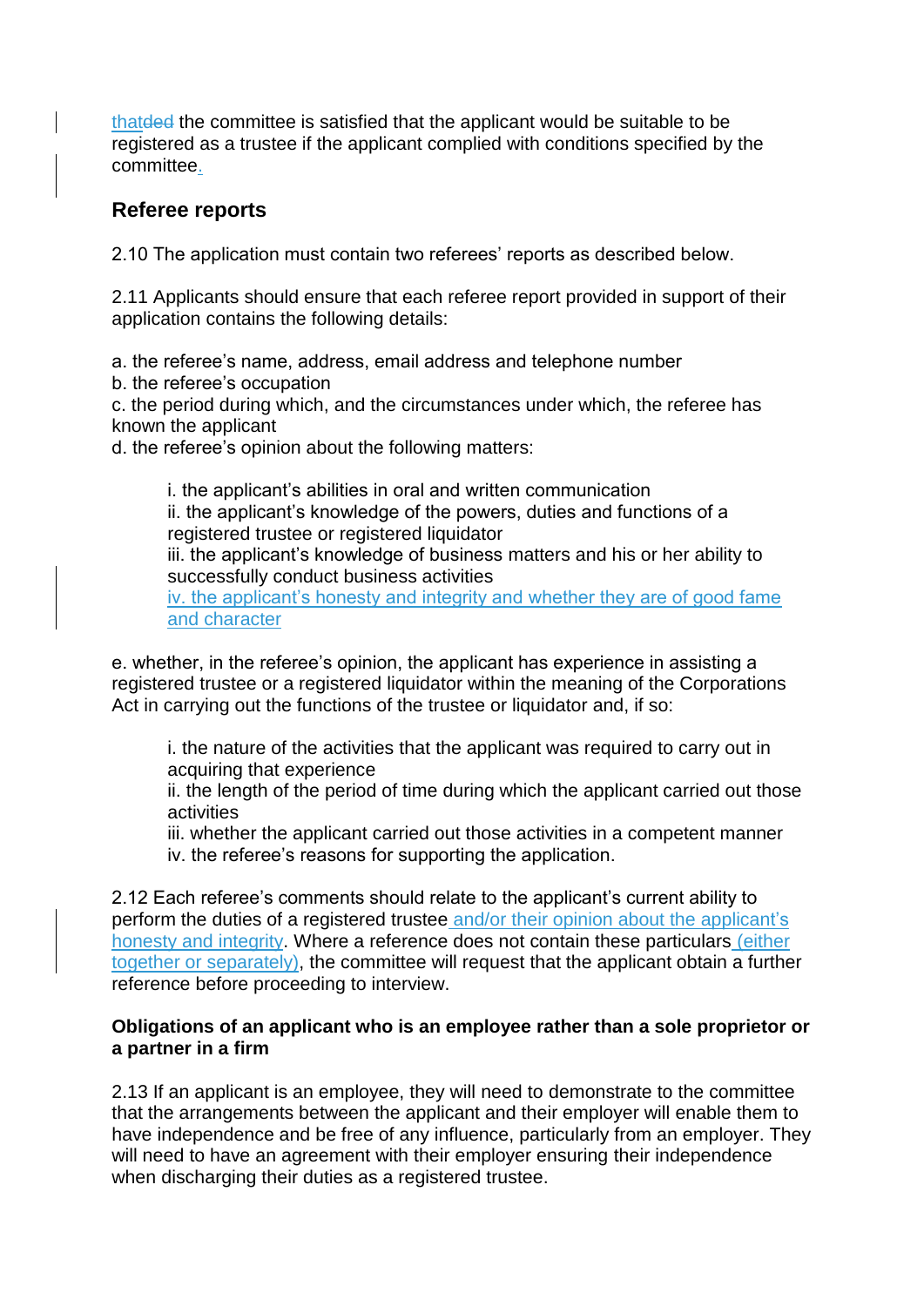that the committee is satisfied that the applicant would be suitable to be registered as a trustee if the applicant complied with conditions specified by the committee.

## Referee reports

2.10 The application must contain two referees' reports as described below.

2.11 Applicants should ensure that each referee report provided in support of their application contains the following details:

a. the referee's name, address, email address and telephone number
b. the referee's occupation
c. the period during which, and the circumstances under which, the referee has known the applicant
d. the referee's opinion about the following matters:

> i. the applicant's abilities in oral and written communication
> ii. the applicant's knowledge of the powers, duties and functions of a registered trustee or registered liquidator
> iii. the applicant's knowledge of business matters and his or her ability to successfully conduct business activities
> iv. the applicant's honesty and integrity and whether they are of good fame and character

e. whether, in the referee's opinion, the applicant has experience in assisting a registered trustee or a registered liquidator within the meaning of the Corporations Act in carrying out the functions of the trustee or liquidator and, if so:

> i. the nature of the activities that the applicant was required to carry out in acquiring that experience
> ii. the length of the period of time during which the applicant carried out those activities
> iii. whether the applicant carried out those activities in a competent manner
> iv. the referee's reasons for supporting the application.

2.12 Each referee's comments should relate to the applicant's current ability to perform the duties of a registered trustee and/or their opinion about the applicant's honesty and integrity. Where a reference does not contain these particulars (either together or separately), the committee will request that the applicant obtain a further reference before proceeding to interview.

**Obligations of an applicant who is an employee rather than a sole proprietor or a partner in a firm**

2.13 If an applicant is an employee, they will need to demonstrate to the committee that the arrangements between the applicant and their employer will enable them to have independence and be free of any influence, particularly from an employer. They will need to have an agreement with their employer ensuring their independence when discharging their duties as a registered trustee.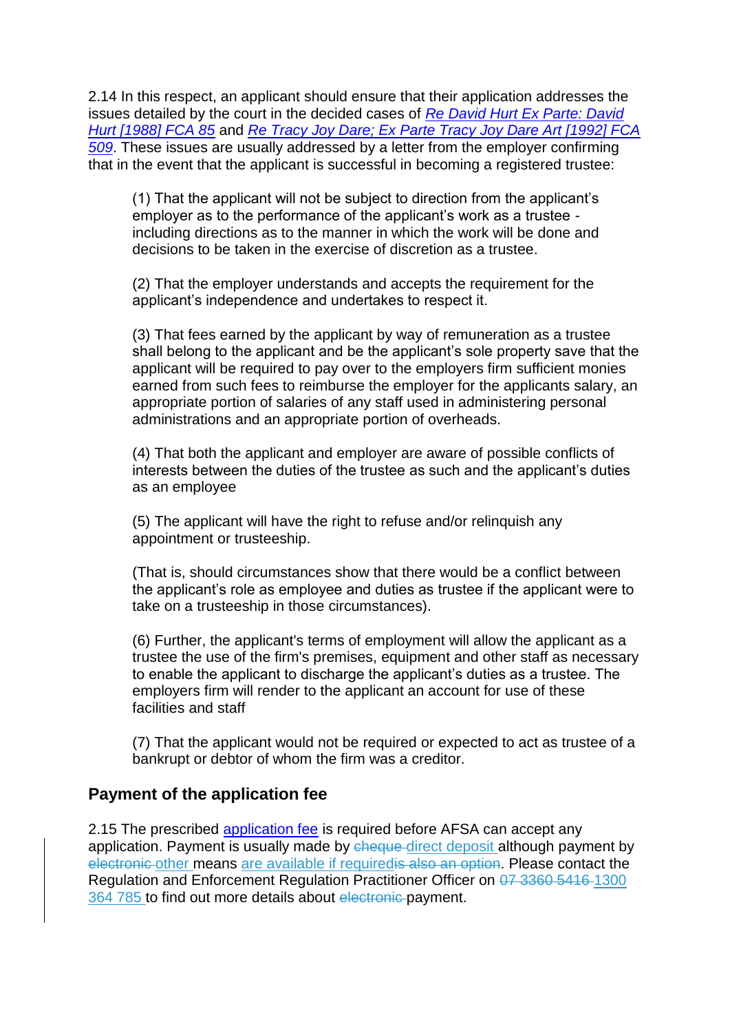2.14 In this respect, an applicant should ensure that their application addresses the issues detailed by the court in the decided cases of *Re David Hurt Ex Parte: David Hurt [1988] FCA 85* and *Re Tracy Joy Dare; Ex Parte Tracy Joy Dare Art [1992] FCA 509*. These issues are usually addressed by a letter from the employer confirming that in the event that the applicant is successful in becoming a registered trustee:

> (1) That the applicant will not be subject to direction from the applicant's employer as to the performance of the applicant's work as a trustee - including directions as to the manner in which the work will be done and decisions to be taken in the exercise of discretion as a trustee.
>
> (2) That the employer understands and accepts the requirement for the applicant's independence and undertakes to respect it.
>
> (3) That fees earned by the applicant by way of remuneration as a trustee shall belong to the applicant and be the applicant's sole property save that the applicant will be required to pay over to the employers firm sufficient monies earned from such fees to reimburse the employer for the applicants salary, an appropriate portion of salaries of any staff used in administering personal administrations and an appropriate portion of overheads.
>
> (4) That both the applicant and employer are aware of possible conflicts of interests between the duties of the trustee as such and the applicant's duties as an employee
>
> (5) The applicant will have the right to refuse and/or relinquish any appointment or trusteeship.
>
> (That is, should circumstances show that there would be a conflict between the applicant's role as employee and duties as trustee if the applicant were to take on a trusteeship in those circumstances).
>
> (6) Further, the applicant's terms of employment will allow the applicant as a trustee the use of the firm's premises, equipment and other staff as necessary to enable the applicant to discharge the applicant's duties as a trustee. The employers firm will render to the applicant an account for use of these facilities and staff
>
> (7) That the applicant would not be required or expected to act as trustee of a bankrupt or debtor of whom the firm was a creditor.

## Payment of the application fee

2.15 The prescribed application fee is required before AFSA can accept any application. Payment is usually made by ~~cheque~~ direct deposit although payment by ~~electronic~~ other means are available if required~~is also an option~~. Please contact the Regulation and Enforcement Regulation Practitioner Officer on ~~07 3360 5416~~ 1300 364 785 to find out more details about ~~electronic~~ payment.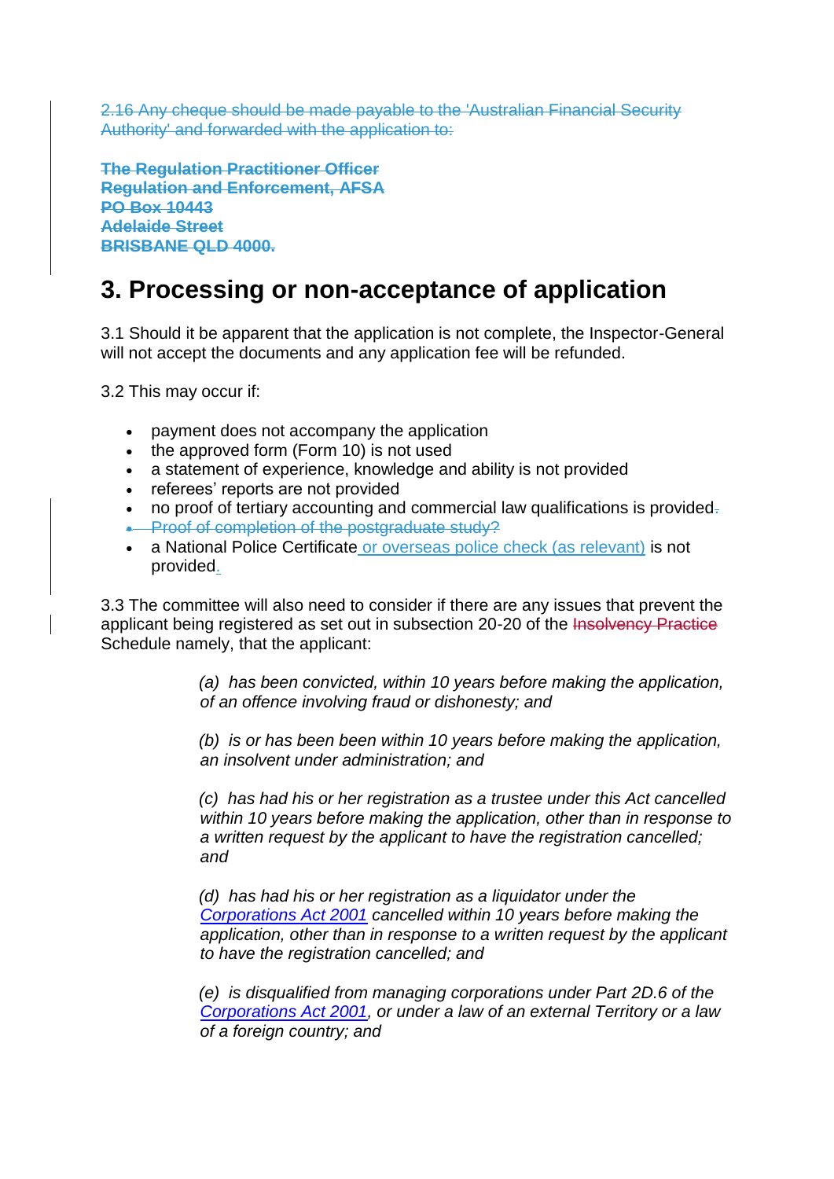~~2.16 Any cheque should be made payable to the 'Australian Financial Security Authority' and forwarded with the application to:~~

~~**The Regulation Practitioner Officer**~~
~~**Regulation and Enforcement, AFSA**~~
~~**PO Box 10443**~~
~~**Adelaide Street**~~
~~**BRISBANE QLD 4000.**~~

# 3. Processing or non-acceptance of application

3.1 Should it be apparent that the application is not complete, the Inspector-General will not accept the documents and any application fee will be refunded.

3.2 This may occur if:

- payment does not accompany the application
- the approved form (Form 10) is not used
- a statement of experience, knowledge and ability is not provided
- referees' reports are not provided
- no proof of tertiary accounting and commercial law qualifications is provided~~.~~
- ~~Proof of completion of the postgraduate study?~~
- a National Police Certificate or overseas police check (as relevant) is not provided.

3.3 The committee will also need to consider if there are any issues that prevent the applicant being registered as set out in subsection 20-20 of the ~~Insolvency Practice~~ Schedule namely, that the applicant:

> *(a) has been convicted, within 10 years before making the application, of an offence involving fraud or dishonesty; and*
>
> *(b) is or has been been within 10 years before making the application, an insolvent under administration; and*
>
> *(c) has had his or her registration as a trustee under this Act cancelled within 10 years before making the application, other than in response to a written request by the applicant to have the registration cancelled; and*
>
> *(d) has had his or her registration as a liquidator under the Corporations Act 2001 cancelled within 10 years before making the application, other than in response to a written request by the applicant to have the registration cancelled; and*
>
> *(e) is disqualified from managing corporations under Part 2D.6 of the Corporations Act 2001, or under a law of an external Territory or a law of a foreign country; and*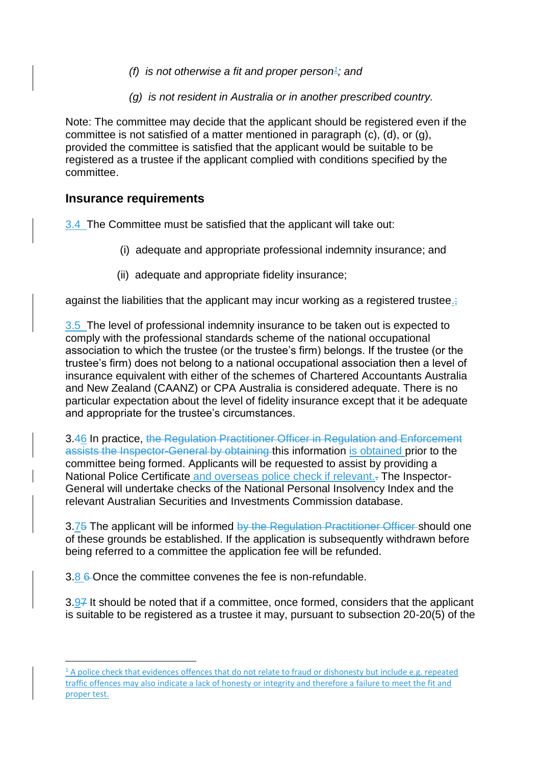*(f) is not otherwise a fit and proper person[1]; and*

*(g) is not resident in Australia or in another prescribed country.*

Note: The committee may decide that the applicant should be registered even if the committee is not satisfied of a matter mentioned in paragraph (c), (d), or (g), provided the committee is satisfied that the applicant would be suitable to be registered as a trustee if the applicant complied with conditions specified by the committee.

## Insurance requirements

3.4 The Committee must be satisfied that the applicant will take out:

(i) adequate and appropriate professional indemnity insurance; and

(ii) adequate and appropriate fidelity insurance;

against the liabilities that the applicant may incur working as a registered trustee.;

3.5 The level of professional indemnity insurance to be taken out is expected to comply with the professional standards scheme of the national occupational association to which the trustee (or the trustee's firm) belongs. If the trustee (or the trustee's firm) does not belong to a national occupational association then a level of insurance equivalent with either of the schemes of Chartered Accountants Australia and New Zealand (CAANZ) or CPA Australia is considered adequate. There is no particular expectation about the level of fidelity insurance except that it be adequate and appropriate for the trustee's circumstances.

3.~~4~~6 In practice, ~~the Regulation Practitioner Officer in Regulation and Enforcement assists the Inspector-General by obtaining~~ this information is obtained prior to the committee being formed. Applicants will be requested to assist by providing a National Police Certificate and overseas police check if relevant.~~.~~ The Inspector-General will undertake checks of the National Personal Insolvency Index and the relevant Australian Securities and Investments Commission database.

3.7~~5~~ The applicant will be informed ~~by the Regulation Practitioner Officer~~ should one of these grounds be established. If the application is subsequently withdrawn before being referred to a committee the application fee will be refunded.

3.8 ~~6~~ Once the committee convenes the fee is non-refundable.

3.9~~7~~ It should be noted that if a committee, once formed, considers that the applicant is suitable to be registered as a trustee it may, pursuant to subsection 20-20(5) of the

[1] A police check that evidences offences that do not relate to fraud or dishonesty but include e.g. repeated traffic offences may also indicate a lack of honesty or integrity and therefore a failure to meet the fit and proper test.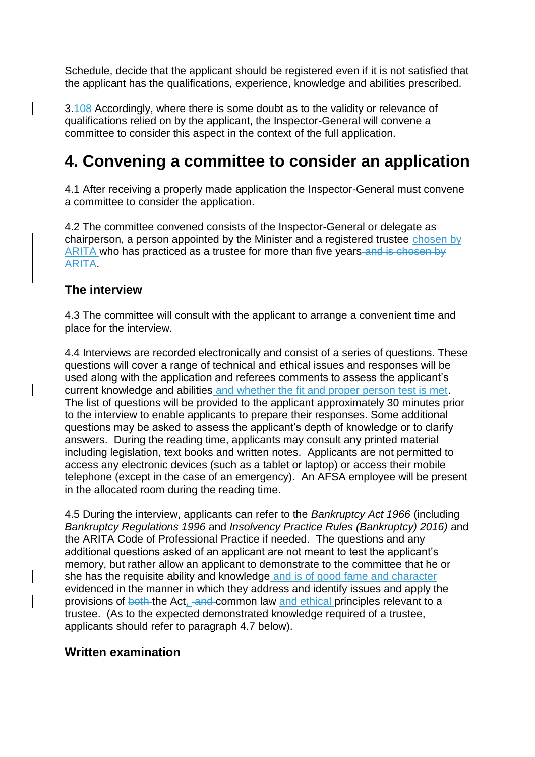Schedule, decide that the applicant should be registered even if it is not satisfied that the applicant has the qualifications, experience, knowledge and abilities prescribed.

3.10~~8~~ Accordingly, where there is some doubt as to the validity or relevance of qualifications relied on by the applicant, the Inspector-General will convene a committee to consider this aspect in the context of the full application.

# 4. Convening a committee to consider an application

4.1 After receiving a properly made application the Inspector-General must convene a committee to consider the application.

4.2 The committee convened consists of the Inspector-General or delegate as chairperson, a person appointed by the Minister and a registered trustee chosen by ARITA who has practiced as a trustee for more than five years ~~and is chosen by ARITA~~.

### The interview

4.3 The committee will consult with the applicant to arrange a convenient time and place for the interview.

4.4 Interviews are recorded electronically and consist of a series of questions. These questions will cover a range of technical and ethical issues and responses will be used along with the application and referees comments to assess the applicant's current knowledge and abilities and whether the fit and proper person test is met. The list of questions will be provided to the applicant approximately 30 minutes prior to the interview to enable applicants to prepare their responses. Some additional questions may be asked to assess the applicant's depth of knowledge or to clarify answers. During the reading time, applicants may consult any printed material including legislation, text books and written notes. Applicants are not permitted to access any electronic devices (such as a tablet or laptop) or access their mobile telephone (except in the case of an emergency). An AFSA employee will be present in the allocated room during the reading time.

4.5 During the interview, applicants can refer to the *Bankruptcy Act 1966* (including *Bankruptcy Regulations 1996* and *Insolvency Practice Rules (Bankruptcy) 2016)* and the ARITA Code of Professional Practice if needed. The questions and any additional questions asked of an applicant are not meant to test the applicant's memory, but rather allow an applicant to demonstrate to the committee that he or she has the requisite ability and knowledge and is of good fame and character evidenced in the manner in which they address and identify issues and apply the provisions of ~~both~~ the Act, ~~and~~ common law and ethical principles relevant to a trustee. (As to the expected demonstrated knowledge required of a trustee, applicants should refer to paragraph 4.7 below).

### Written examination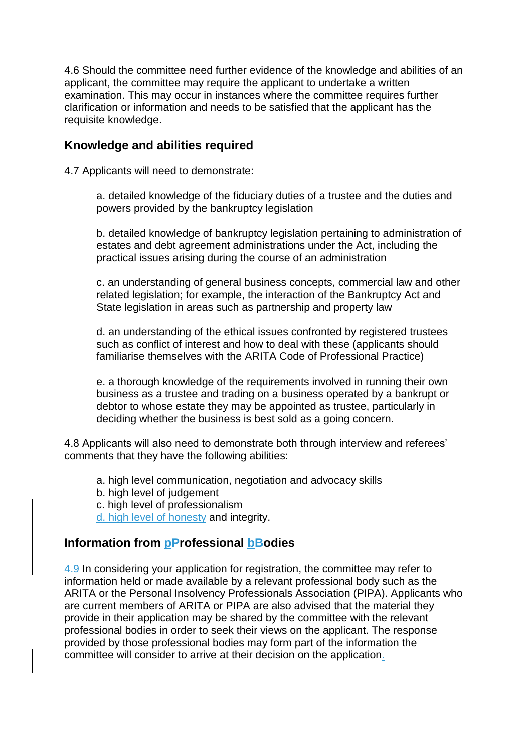4.6 Should the committee need further evidence of the knowledge and abilities of an applicant, the committee may require the applicant to undertake a written examination. This may occur in instances where the committee requires further clarification or information and needs to be satisfied that the applicant has the requisite knowledge.

## Knowledge and abilities required

4.7 Applicants will need to demonstrate:

> a. detailed knowledge of the fiduciary duties of a trustee and the duties and powers provided by the bankruptcy legislation
>
> b. detailed knowledge of bankruptcy legislation pertaining to administration of estates and debt agreement administrations under the Act, including the practical issues arising during the course of an administration
>
> c. an understanding of general business concepts, commercial law and other related legislation; for example, the interaction of the Bankruptcy Act and State legislation in areas such as partnership and property law
>
> d. an understanding of the ethical issues confronted by registered trustees such as conflict of interest and how to deal with these (applicants should familiarise themselves with the ARITA Code of Professional Practice)
>
> e. a thorough knowledge of the requirements involved in running their own business as a trustee and trading on a business operated by a bankrupt or debtor to whose estate they may be appointed as trustee, particularly in deciding whether the business is best sold as a going concern.

4.8 Applicants will also need to demonstrate both through interview and referees' comments that they have the following abilities:

> a. high level communication, negotiation and advocacy skills
> b. high level of judgement
> c. high level of professionalism
> d. high level of honesty and integrity.

## Information from pProfessional bBodies

4.9 In considering your application for registration, the committee may refer to information held or made available by a relevant professional body such as the ARITA or the Personal Insolvency Professionals Association (PIPA). Applicants who are current members of ARITA or PIPA are also advised that the material they provide in their application may be shared by the committee with the relevant professional bodies in order to seek their views on the applicant. The response provided by those professional bodies may form part of the information the committee will consider to arrive at their decision on the application.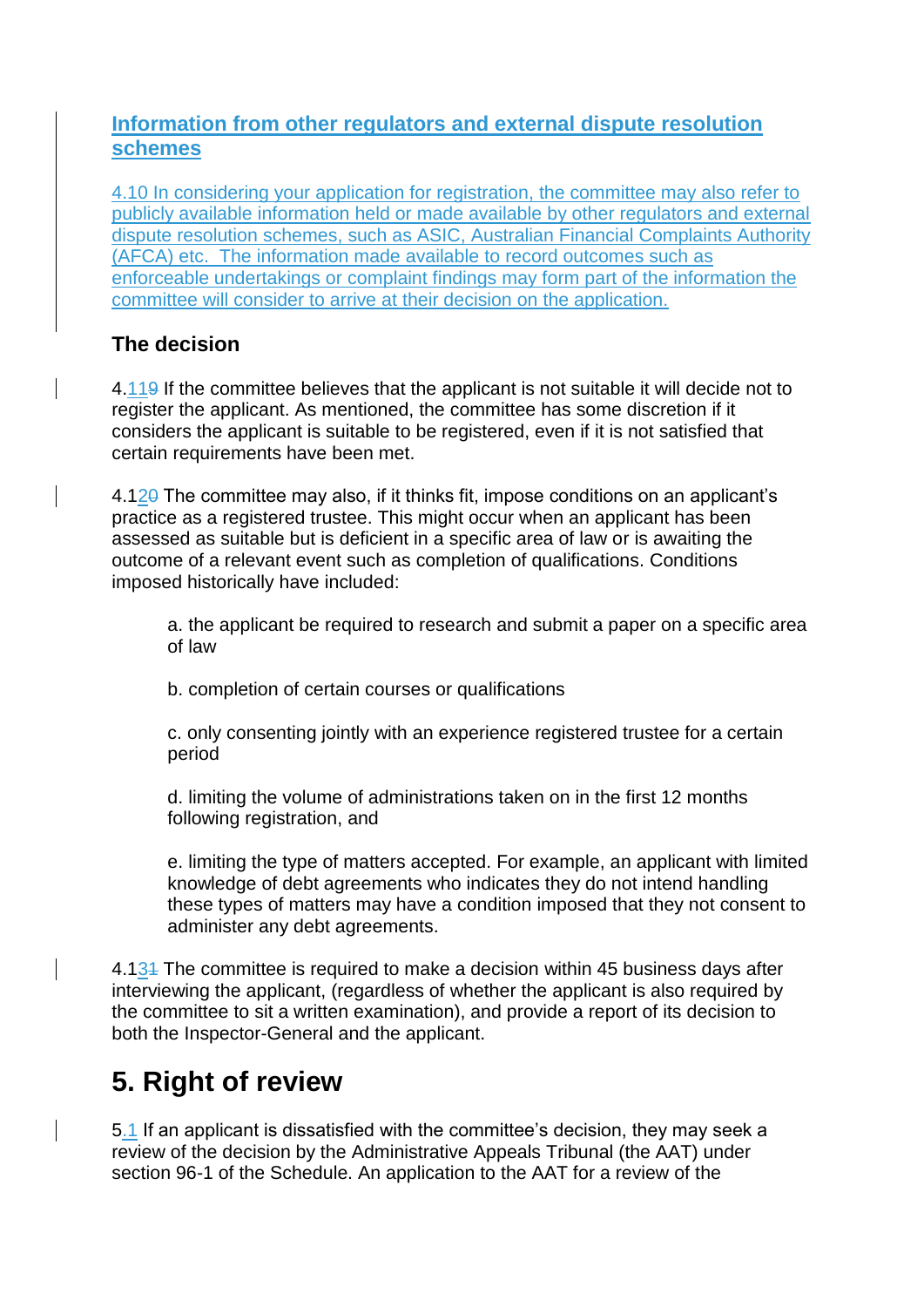## Information from other regulators and external dispute resolution schemes

4.10 In considering your application for registration, the committee may also refer to publicly available information held or made available by other regulators and external dispute resolution schemes, such as ASIC, Australian Financial Complaints Authority (AFCA) etc. The information made available to record outcomes such as enforceable undertakings or complaint findings may form part of the information the committee will consider to arrive at their decision on the application.

### The decision

4.11 If the committee believes that the applicant is not suitable it will decide not to register the applicant. As mentioned, the committee has some discretion if it considers the applicant is suitable to be registered, even if it is not satisfied that certain requirements have been met.

4.12 The committee may also, if it thinks fit, impose conditions on an applicant's practice as a registered trustee. This might occur when an applicant has been assessed as suitable but is deficient in a specific area of law or is awaiting the outcome of a relevant event such as completion of qualifications. Conditions imposed historically have included:

a. the applicant be required to research and submit a paper on a specific area of law

b. completion of certain courses or qualifications

c. only consenting jointly with an experience registered trustee for a certain period

d. limiting the volume of administrations taken on in the first 12 months following registration, and

e. limiting the type of matters accepted. For example, an applicant with limited knowledge of debt agreements who indicates they do not intend handling these types of matters may have a condition imposed that they not consent to administer any debt agreements.

4.13 The committee is required to make a decision within 45 business days after interviewing the applicant, (regardless of whether the applicant is also required by the committee to sit a written examination), and provide a report of its decision to both the Inspector-General and the applicant.

# 5. Right of review

5.1 If an applicant is dissatisfied with the committee's decision, they may seek a review of the decision by the Administrative Appeals Tribunal (the AAT) under section 96-1 of the Schedule. An application to the AAT for a review of the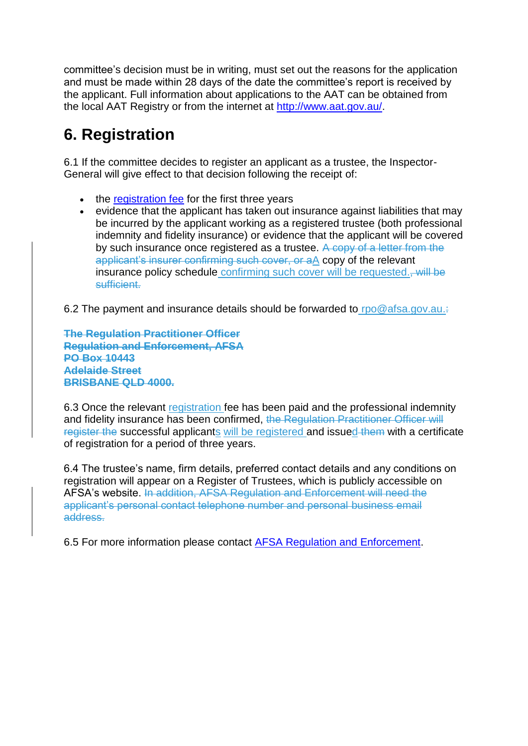committee's decision must be in writing, must set out the reasons for the application and must be made within 28 days of the date the committee's report is received by the applicant. Full information about applications to the AAT can be obtained from the local AAT Registry or from the internet at http://www.aat.gov.au/.

# 6. Registration

6.1 If the committee decides to register an applicant as a trustee, the Inspector-General will give effect to that decision following the receipt of:

- the registration fee for the first three years
- evidence that the applicant has taken out insurance against liabilities that may be incurred by the applicant working as a registered trustee (both professional indemnity and fidelity insurance) or evidence that the applicant will be covered by such insurance once registered as a trustee. ~~A copy of a letter from the applicant's insurer confirming such cover, or a~~A copy of the relevant insurance policy schedule confirming such cover will be requested.~~, will be sufficient.~~

6.2 The payment and insurance details should be forwarded to rpo@afsa.gov.au.~~:~~

~~**The Regulation Practitioner Officer**~~
~~**Regulation and Enforcement, AFSA**~~
~~**PO Box 10443**~~
~~**Adelaide Street**~~
~~**BRISBANE QLD 4000.**~~

6.3 Once the relevant registration fee has been paid and the professional indemnity and fidelity insurance has been confirmed, ~~the Regulation Practitioner Officer will register the~~ successful applicants will be registered and issued~~ them~~ with a certificate of registration for a period of three years.

6.4 The trustee's name, firm details, preferred contact details and any conditions on registration will appear on a Register of Trustees, which is publicly accessible on AFSA's website. ~~In addition, AFSA Regulation and Enforcement will need the applicant's personal contact telephone number and personal business email address.~~

6.5 For more information please contact AFSA Regulation and Enforcement.